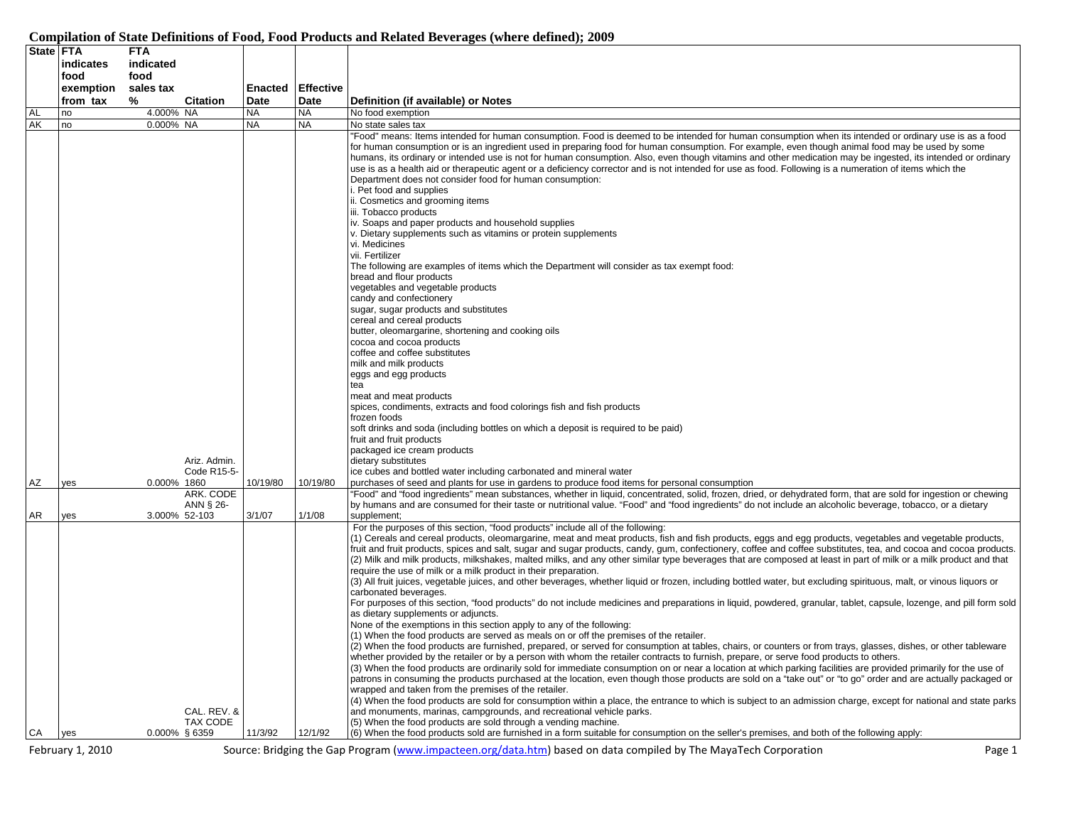# Compilation of State Definitions of Food, Food Products and Related Beverages (where defined); 2009

| State | FTA indicates food exemption from tax | FTA indicated food sales tax % | Citation | Enacted Date | Effective Date | Definition (if available) or Notes |
|---|---|---|---|---|---|---|
| AL | no | 4.000% | NA | NA | NA | No food exemption |
| AK | no | 0.000% | NA | NA | NA | No state sales tax |
| AZ | yes | 0.000% | Ariz. Admin. Code R15-5-1860 | 10/19/80 | 10/19/80 | "Food" means: Items intended for human consumption. Food is deemed to be intended for human consumption when its intended or ordinary use is as a food for human consumption or is an ingredient used in preparing food for human consumption. For example, even though animal food may be used by some humans, its ordinary or intended use is not for human consumption. Also, even though vitamins and other medication may be ingested, its intended or ordinary use is as a health aid or therapeutic agent or a deficiency corrector and is not intended for use as food. Following is a numeration of items which the Department does not consider food for human consumption:<br>i. Pet food and supplies<br>ii. Cosmetics and grooming items<br>iii. Tobacco products<br>iv. Soaps and paper products and household supplies<br>v. Dietary supplements such as vitamins or protein supplements<br>vi. Medicines<br>vii. Fertilizer<br>The following are examples of items which the Department will consider as tax exempt food:<br>bread and flour products<br>vegetables and vegetable products<br>candy and confectionery<br>sugar, sugar products and substitutes<br>cereal and cereal products<br>butter, oleomargarine, shortening and cooking oils<br>cocoa and cocoa products<br>coffee and coffee substitutes<br>milk and milk products<br>eggs and egg products<br>tea<br>meat and meat products<br>spices, condiments, extracts and food colorings fish and fish products<br>frozen foods<br>soft drinks and soda (including bottles on which a deposit is required to be paid)<br>fruit and fruit products<br>packaged ice cream products<br>dietary substitutes<br>ice cubes and bottled water including carbonated and mineral water<br>purchases of seed and plants for use in gardens to produce food items for personal consumption |
| AR | yes | 3.000% | ARK. CODE ANN § 26-52-103 | 3/1/07 | 1/1/08 | "Food" and "food ingredients" mean substances, whether in liquid, concentrated, solid, frozen, dried, or dehydrated form, that are sold for ingestion or chewing by humans and are consumed for their taste or nutritional value. "Food" and "food ingredients" do not include an alcoholic beverage, tobacco, or a dietary supplement; |
| CA | yes | 0.000% | CAL. REV. & TAX CODE § 6359 | 11/3/92 | 12/1/92 | For the purposes of this section, "food products" include all of the following:<br>(1) Cereals and cereal products, oleomargarine, meat and meat products, fish and fish products, eggs and egg products, vegetables and vegetable products, fruit and fruit products, spices and salt, sugar and sugar products, candy, gum, confectionery, coffee and coffee substitutes, tea, and cocoa and cocoa products.<br>(2) Milk and milk products, milkshakes, malted milks, and any other similar type beverages that are composed at least in part of milk or a milk product and that require the use of milk or a milk product in their preparation.<br>(3) All fruit juices, vegetable juices, and other beverages, whether liquid or frozen, including bottled water, but excluding spirituous, malt, or vinous liquors or carbonated beverages.<br>For purposes of this section, "food products" do not include medicines and preparations in liquid, powdered, granular, tablet, capsule, lozenge, and pill form sold as dietary supplements or adjuncts.<br>None of the exemptions in this section apply to any of the following:<br>(1) When the food products are served as meals on or off the premises of the retailer.<br>(2) When the food products are furnished, prepared, or served for consumption at tables, chairs, or counters or from trays, glasses, dishes, or other tableware whether provided by the retailer or by a person with whom the retailer contracts to furnish, prepare, or serve food products to others.<br>(3) When the food products are ordinarily sold for immediate consumption on or near a location at which parking facilities are provided primarily for the use of patrons in consuming the products purchased at the location, even though those products are sold on a "take out" or "to go" order and are actually packaged or wrapped and taken from the premises of the retailer.<br>(4) When the food products are sold for consumption within a place, the entrance to which is subject to an admission charge, except for national and state parks and monuments, marinas, campgrounds, and recreational vehicle parks.<br>(5) When the food products are sold through a vending machine.<br>(6) When the food products sold are furnished in a form suitable for consumption on the seller's premises, and both of the following apply: |

February 1, 2010 — Source: Bridging the Gap Program (www.impacteen.org/data.htm) based on data compiled by The MayaTech Corporation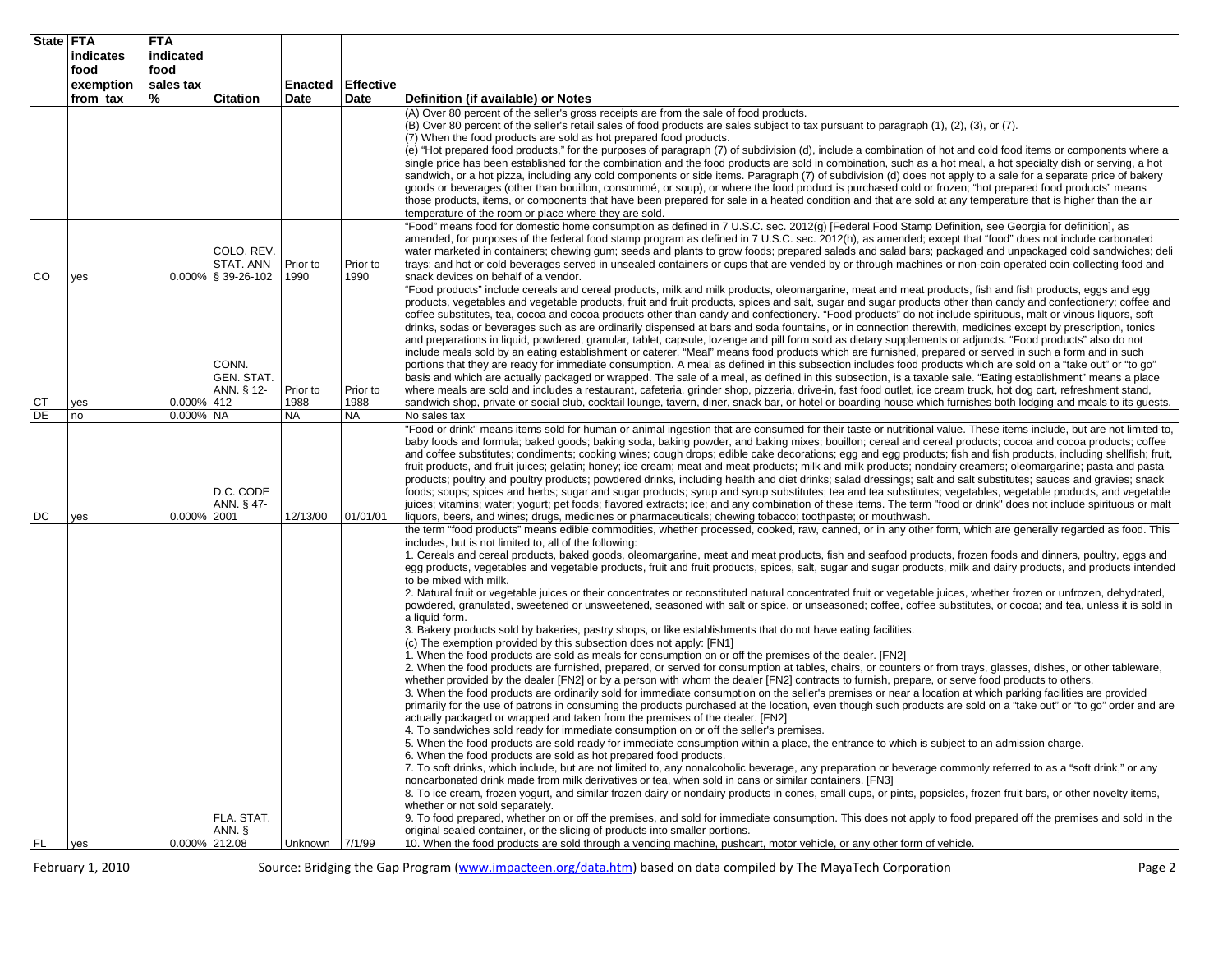| State | FTA indicates food exemption from tax | FTA indicated food sales tax % | Citation | Enacted Date | Effective Date | Definition (if available) or Notes |
|---|---|---|---|---|---|---|
| | | | | | | (A) Over 80 percent of the seller's gross receipts are from the sale of food products.<br>(B) Over 80 percent of the seller's retail sales of food products are sales subject to tax pursuant to paragraph (1), (2), (3), or (7).<br>(7) When the food products are sold as hot prepared food products.<br>(e) "Hot prepared food products," for the purposes of paragraph (7) of subdivision (d), include a combination of hot and cold food items or components where a single price has been established for the combination and the food products are sold in combination, such as a hot meal, a hot specialty dish or serving, a hot sandwich, or a hot pizza, including any cold components or side items. Paragraph (7) of subdivision (d) does not apply to a sale for a separate price of bakery goods or beverages (other than bouillon, consommé, or soup), or where the food product is purchased cold or frozen; "hot prepared food products" means those products, items, or components that have been prepared for sale in a heated condition and that are sold at any temperature that is higher than the air temperature of the room or place where they are sold. |
| CO | yes | 0.000% | COLO. REV. STAT. ANN § 39-26-102 | Prior to 1990 | Prior to 1990 | "Food" means food for domestic home consumption as defined in 7 U.S.C. sec. 2012(g) [Federal Food Stamp Definition, see Georgia for definition], as amended, for purposes of the federal food stamp program as defined in 7 U.S.C. sec. 2012(h), as amended; except that "food" does not include carbonated water marketed in containers; chewing gum; seeds and plants to grow foods; prepared salads and salad bars; packaged and unpackaged cold sandwiches; deli trays; and hot or cold beverages served in unsealed containers or cups that are vended by or through machines or non-coin-operated coin-collecting food and snack devices on behalf of a vendor. |
| CT | yes | 0.000% | CONN. GEN. STAT. ANN. § 12-412 | Prior to 1988 | Prior to 1988 | "Food products" include cereals and cereal products, milk and milk products, oleomargarine, meat and meat products, fish and fish products, eggs and egg products, vegetables and vegetable products, fruit and fruit products, spices and salt, sugar and sugar products other than candy and confectionery; coffee and coffee substitutes, tea, cocoa and cocoa products other than candy and confectionery. "Food products" do not include spirituous, malt or vinous liquors, soft drinks, sodas or beverages such as are ordinarily dispensed at bars and soda fountains, or in connection therewith, medicines except by prescription, tonics and preparations in liquid, powdered, granular, tablet, capsule, lozenge and pill form sold as dietary supplements or adjuncts. "Food products" also do not include meals sold by an eating establishment or caterer. "Meal" means food products which are furnished, prepared or served in such a form and in such portions that they are ready for immediate consumption. A meal as defined in this subsection includes food products which are sold on a "take out" or "to go" basis and which are actually packaged or wrapped. The sale of a meal, as defined in this subsection, is a taxable sale. "Eating establishment" means a place where meals are sold and includes a restaurant, cafeteria, grinder shop, pizzeria, drive-in, fast food outlet, ice cream truck, hot dog cart, refreshment stand, sandwich shop, private or social club, cocktail lounge, tavern, diner, snack bar, or hotel or boarding house which furnishes both lodging and meals to its guests. |
| DE | no | 0.000% | NA | NA | NA | No sales tax |
| DC | yes | 0.000% | D.C. CODE ANN. § 47-2001 | 12/13/00 | 01/01/01 | "Food or drink" means items sold for human or animal ingestion that are consumed for their taste or nutritional value. These items include, but are not limited to, baby foods and formula; baked goods; baking soda, baking powder, and baking mixes; bouillon; cereal and cereal products; cocoa and cocoa products; coffee and coffee substitutes; condiments; cooking wines; cough drops; edible cake decorations; egg and egg products; fish and fish products, including shellfish; fruit, fruit products, and fruit juices; gelatin; honey; ice cream; meat and meat products; milk and milk products; nondairy creamers; oleomargarine; pasta and pasta products; poultry and poultry products; powdered drinks, including health and diet drinks; salad dressings; salt and salt substitutes; sauces and gravies; snack foods; soups; spices and herbs; sugar and sugar products; syrup and syrup substitutes; tea and tea substitutes; vegetables, vegetable products, and vegetable juices; vitamins; water; yogurt; pet foods; flavored extracts; ice; and any combination of these items. The term "food or drink" does not include spirituous or malt liquors, beers, and wines; drugs, medicines or pharmaceuticals; chewing tobacco; toothpaste; or mouthwash. |
| FL | yes | 0.000% | FLA. STAT. ANN. § 212.08 | Unknown | 7/1/99 | the term "food products" means edible commodities, whether processed, cooked, raw, canned, or in any other form, which are generally regarded as food. This includes, but is not limited to, all of the following:<br>1. Cereals and cereal products, baked goods, oleomargarine, meat and meat products, fish and seafood products, frozen foods and dinners, poultry, eggs and egg products, vegetables and vegetable products, fruit and fruit products, spices, salt, sugar and sugar products, milk and dairy products, and products intended to be mixed with milk.<br>2. Natural fruit or vegetable juices or their concentrates or reconstituted natural concentrated fruit or vegetable juices, whether frozen or unfrozen, dehydrated, powdered, granulated, sweetened or unsweetened, seasoned with salt or spice, or unseasoned; coffee, coffee substitutes, or cocoa; and tea, unless it is sold in a liquid form.<br>3. Bakery products sold by bakeries, pastry shops, or like establishments that do not have eating facilities.<br>(c) The exemption provided by this subsection does not apply: [FN1]<br>1. When the food products are sold as meals for consumption on or off the premises of the dealer. [FN2]<br>2. When the food products are furnished, prepared, or served for consumption at tables, chairs, or counters or from trays, glasses, dishes, or other tableware, whether provided by the dealer [FN2] or by a person with whom the dealer [FN2] contracts to furnish, prepare, or serve food products to others.<br>3. When the food products are ordinarily sold for immediate consumption on the seller's premises or near a location at which parking facilities are provided primarily for the use of patrons in consuming the products purchased at the location, even though such products are sold on a "take out" or "to go" order and are actually packaged or wrapped and taken from the premises of the dealer. [FN2]<br>4. To sandwiches sold ready for immediate consumption on or off the seller's premises.<br>5. When the food products are sold ready for immediate consumption within a place, the entrance to which is subject to an admission charge.<br>6. When the food products are sold as hot prepared food products.<br>7. To soft drinks, which include, but are not limited to, any nonalcoholic beverage, any preparation or beverage commonly referred to as a "soft drink," or any noncarbonated drink made from milk derivatives or tea, when sold in cans or similar containers. [FN3]<br>8. To ice cream, frozen yogurt, and similar frozen dairy or nondairy products in cones, small cups, or pints, popsicles, frozen fruit bars, or other novelty items, whether or not sold separately.<br>9. To food prepared, whether on or off the premises, and sold for immediate consumption. This does not apply to food prepared off the premises and sold in the original sealed container, or the slicing of products into smaller portions.<br>10. When the food products are sold through a vending machine, pushcart, motor vehicle, or any other form of vehicle. |

February 1, 2010 — Source: Bridging the Gap Program (www.impacteen.org/data.htm) based on data compiled by The MayaTech Corporation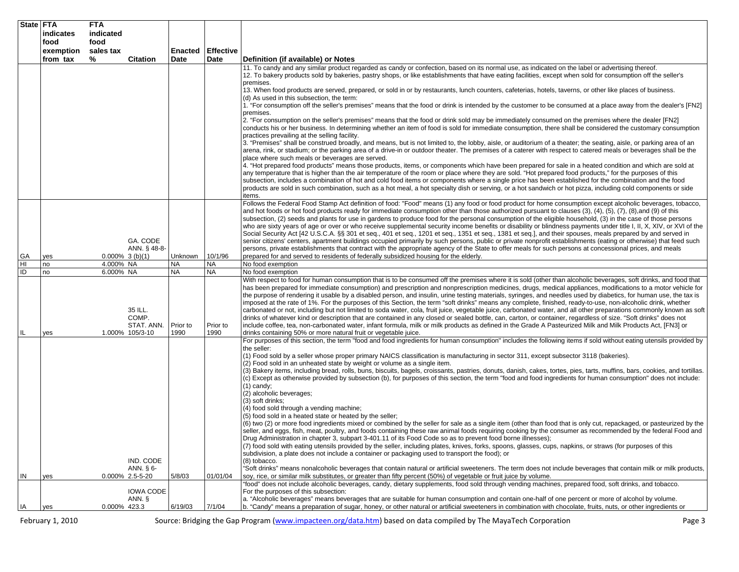| State | FTA indicates food exemption from tax | FTA indicated food sales tax % | Citation | Enacted Date | Effective Date | Definition (if available) or Notes |
|---|---|---|---|---|---|---|
| | | | | | | 11. To candy and any similar product regarded as candy or confection, based on its normal use, as indicated on the label or advertising thereof. 12. To bakery products sold by bakeries, pastry shops, or like establishments that have eating facilities, except when sold for consumption off the seller's premises. 13. When food products are served, prepared, or sold in or by restaurants, lunch counters, cafeterias, hotels, taverns, or other like places of business. (d) As used in this subsection, the term: 1. "For consumption off the seller's premises" means that the food or drink is intended by the customer to be consumed at a place away from the dealer's [FN2] premises. 2. "For consumption on the seller's premises" means that the food or drink sold may be immediately consumed on the premises where the dealer [FN2] conducts his or her business. In determining whether an item of food is sold for immediate consumption, there shall be considered the customary consumption practices prevailing at the selling facility. 3. "Premises" shall be construed broadly, and means, but is not limited to, the lobby, aisle, or auditorium of a theater; the seating, aisle, or parking area of an arena, rink, or stadium; or the parking area of a drive-in or outdoor theater. The premises of a caterer with respect to catered meals or beverages shall be the place where such meals or beverages are served. 4. "Hot prepared food products" means those products, items, or components which have been prepared for sale in a heated condition and which are sold at any temperature that is higher than the air temperature of the room or place where they are sold. "Hot prepared food products," for the purposes of this subsection, includes a combination of hot and cold food items or components where a single price has been established for the combination and the food products are sold in such combination, such as a hot meal, a hot specialty dish or serving, or a hot sandwich or hot pizza, including cold components or side items. |
| GA | yes | 0.000% | GA. CODE ANN. § 48-8-3 (b)(1) | Unknown | 10/1/96 | Follows the Federal Food Stamp Act definition of food: "Food" means (1) any food or food product for home consumption except alcoholic beverages, tobacco, and hot foods or hot food products ready for immediate consumption other than those authorized pursuant to clauses (3), (4), (5), (7), (8),and (9) of this subsection, (2) seeds and plants for use in gardens to produce food for the personal consumption of the eligible household, (3) in the case of those persons who are sixty years of age or over or who receive supplemental security income benefits or disability or blindness payments under title I, II, X, XIV, or XVI of the Social Security Act [42 U.S.C.A. §§ 301 et seq., 401 et seq., 1201 et seq., 1351 et seq., 1381 et seq.], and their spouses, meals prepared by and served in senior citizens' centers, apartment buildings occupied primarily by such persons, public or private nonprofit establishments (eating or otherwise) that feed such persons, private establishments that contract with the appropriate agency of the State to offer meals for such persons at concessional prices, and meals prepared for and served to residents of federally subsidized housing for the elderly. |
| HI | no | 4.000% | NA | NA | NA | No food exemption |
| ID | no | 6.000% | NA | NA | NA | No food exemption |
| IL | yes | 1.000% | 35 ILL. COMP. STAT. ANN. 105/3-10 | Prior to 1990 | Prior to 1990 | With respect to food for human consumption that is to be consumed off the premises where it is sold (other than alcoholic beverages, soft drinks, and food that has been prepared for immediate consumption) and prescription and nonprescription medicines, drugs, medical appliances, modifications to a motor vehicle for the purpose of rendering it usable by a disabled person, and insulin, urine testing materials, syringes, and needles used by diabetics, for human use, the tax is imposed at the rate of 1%. For the purposes of this Section, the term "soft drinks" means any complete, finished, ready-to-use, non-alcoholic drink, whether carbonated or not, including but not limited to soda water, cola, fruit juice, vegetable juice, carbonated water, and all other preparations commonly known as soft drinks of whatever kind or description that are contained in any closed or sealed bottle, can, carton, or container, regardless of size. "Soft drinks" does not include coffee, tea, non-carbonated water, infant formula, milk or milk products as defined in the Grade A Pasteurized Milk and Milk Products Act, [FN3] or drinks containing 50% or more natural fruit or vegetable juice. |
| IN | yes | 0.000% | IND. CODE ANN. § 6-2.5-5-20 | 5/8/03 | 01/01/04 | For purposes of this section, the term "food and food ingredients for human consumption" includes the following items if sold without eating utensils provided by the seller: (1) Food sold by a seller whose proper primary NAICS classification is manufacturing in sector 311, except subsector 3118 (bakeries). (2) Food sold in an unheated state by weight or volume as a single item. (3) Bakery items, including bread, rolls, buns, biscuits, bagels, croissants, pastries, donuts, danish, cakes, tortes, pies, tarts, muffins, bars, cookies, and tortillas. (c) Except as otherwise provided by subsection (b), for purposes of this section, the term "food and food ingredients for human consumption" does not include: (1) candy; (2) alcoholic beverages; (3) soft drinks; (4) food sold through a vending machine; (5) food sold in a heated state or heated by the seller; (6) two (2) or more food ingredients mixed or combined by the seller for sale as a single item (other than food that is only cut, repackaged, or pasteurized by the seller, and eggs, fish, meat, poultry, and foods containing these raw animal foods requiring cooking by the consumer as recommended by the federal Food and Drug Administration in chapter 3, subpart 3-401.11 of its Food Code so as to prevent food borne illnesses); (7) food sold with eating utensils provided by the seller, including plates, knives, forks, spoons, glasses, cups, napkins, or straws (for purposes of this subdivision, a plate does not include a container or packaging used to transport the food); or (8) tobacco. "Soft drinks" means nonalcoholic beverages that contain natural or artificial sweeteners. The term does not include beverages that contain milk or milk products, soy, rice, or similar milk substitutes, or greater than fifty percent (50%) of vegetable or fruit juice by volume. |
| IA | yes | 0.000% | IOWA CODE ANN. § 423.3 | 6/19/03 | 7/1/04 | "food" does not include alcoholic beverages, candy, dietary supplements, food sold through vending machines, prepared food, soft drinks, and tobacco. For the purposes of this subsection: a. "Alcoholic beverages" means beverages that are suitable for human consumption and contain one-half of one percent or more of alcohol by volume. b. "Candy" means a preparation of sugar, honey, or other natural or artificial sweeteners in combination with chocolate, fruits, nuts, or other ingredients or |

February 1, 2010 Source: Bridging the Gap Program (www.impacteen.org/data.htm) based on data compiled by The MayaTech Corporation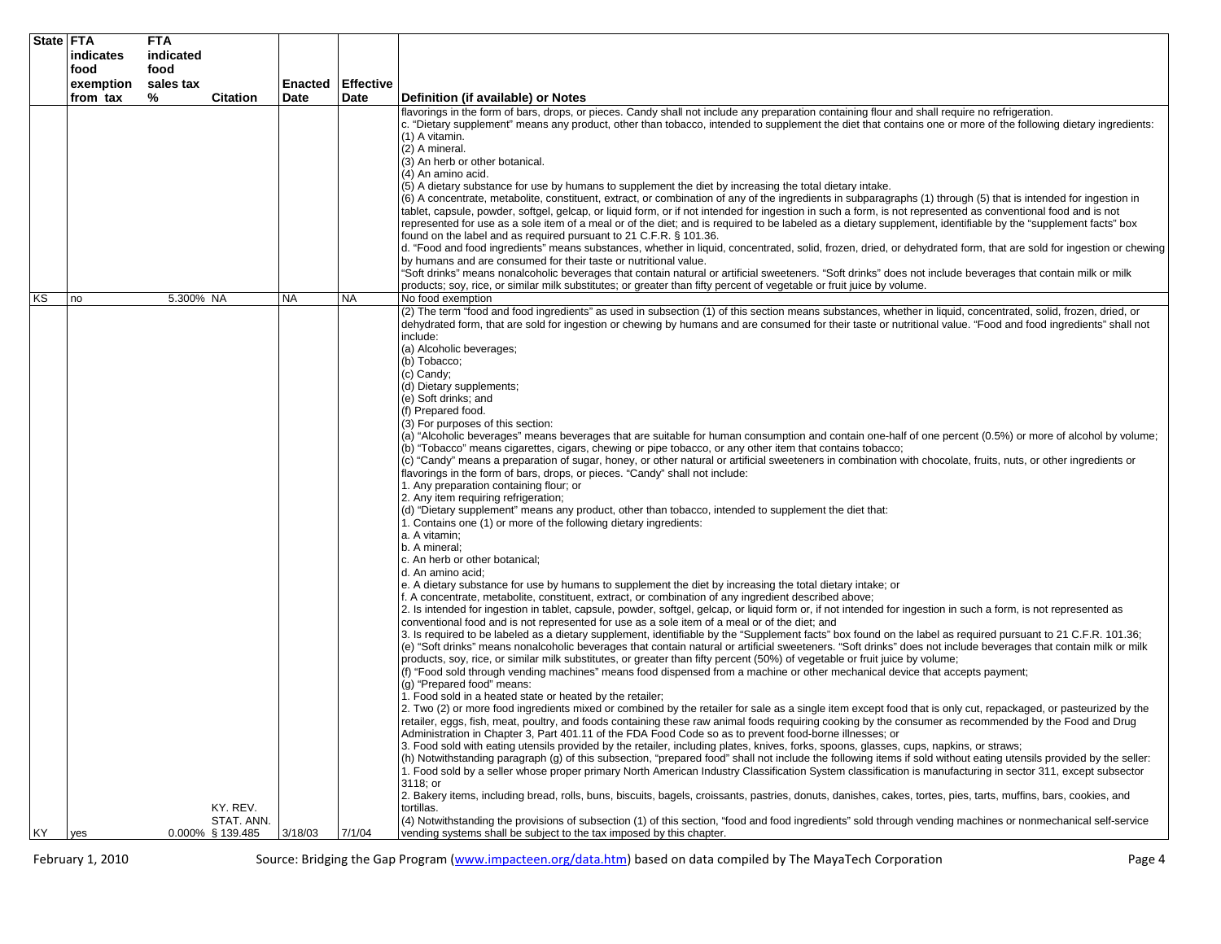| State | FTA indicates food exemption from tax | FTA indicated food sales tax % | Citation | Enacted Date | Effective Date | Definition (if available) or Notes |
|---|---|---|---|---|---|---|
| | | | | | | flavorings in the form of bars, drops, or pieces. Candy shall not include any preparation containing flour and shall require no refrigeration.<br>c. "Dietary supplement" means any product, other than tobacco, intended to supplement the diet that contains one or more of the following dietary ingredients:<br>(1) A vitamin.<br>(2) A mineral.<br>(3) An herb or other botanical.<br>(4) An amino acid.<br>(5) A dietary substance for use by humans to supplement the diet by increasing the total dietary intake.<br>(6) A concentrate, metabolite, constituent, extract, or combination of any of the ingredients in subparagraphs (1) through (5) that is intended for ingestion in tablet, capsule, powder, softgel, gelcap, or liquid form, or if not intended for ingestion in such a form, is not represented as conventional food and is not represented for use as a sole item of a meal or of the diet; and is required to be labeled as a dietary supplement, identifiable by the "supplement facts" box found on the label and as required pursuant to 21 C.F.R. § 101.36.<br>d. "Food and food ingredients" means substances, whether in liquid, concentrated, solid, frozen, dried, or dehydrated form, that are sold for ingestion or chewing by humans and are consumed for their taste or nutritional value.<br>"Soft drinks" means nonalcoholic beverages that contain natural or artificial sweeteners. "Soft drinks" does not include beverages that contain milk or milk products; soy, rice, or similar milk substitutes; or greater than fifty percent of vegetable or fruit juice by volume. |
| KS | no | 5.300% | NA | NA | NA | No food exemption |
| KY | yes | 0.000% | KY. REV. STAT. ANN. § 139.485 | 3/18/03 | 7/1/04 | (2) The term "food and food ingredients" as used in subsection (1) of this section means substances, whether in liquid, concentrated, solid, frozen, dried, or dehydrated form, that are sold for ingestion or chewing by humans and are consumed for their taste or nutritional value. "Food and food ingredients" shall not include:<br>(a) Alcoholic beverages;<br>(b) Tobacco;<br>(c) Candy;<br>(d) Dietary supplements;<br>(e) Soft drinks; and<br>(f) Prepared food.<br>(3) For purposes of this section:<br>(a) "Alcoholic beverages" means beverages that are suitable for human consumption and contain one-half of one percent (0.5%) or more of alcohol by volume;<br>(b) "Tobacco" means cigarettes, cigars, chewing or pipe tobacco, or any other item that contains tobacco;<br>(c) "Candy" means a preparation of sugar, honey, or other natural or artificial sweeteners in combination with chocolate, fruits, nuts, or other ingredients or flavorings in the form of bars, drops, or pieces. "Candy" shall not include:<br>1. Any preparation containing flour; or<br>2. Any item requiring refrigeration;<br>(d) "Dietary supplement" means any product, other than tobacco, intended to supplement the diet that:<br>1. Contains one (1) or more of the following dietary ingredients:<br>a. A vitamin;<br>b. A mineral;<br>c. An herb or other botanical;<br>d. An amino acid;<br>e. A dietary substance for use by humans to supplement the diet by increasing the total dietary intake; or<br>f. A concentrate, metabolite, constituent, extract, or combination of any ingredient described above;<br>2. Is intended for ingestion in tablet, capsule, powder, softgel, gelcap, or liquid form or, if not intended for ingestion in such a form, is not represented as conventional food and is not represented for use as a sole item of a meal or of the diet; and<br>3. Is required to be labeled as a dietary supplement, identifiable by the "Supplement facts" box found on the label as required pursuant to 21 C.F.R. 101.36;<br>(e) "Soft drinks" means nonalcoholic beverages that contain natural or artificial sweeteners. "Soft drinks" does not include beverages that contain milk or milk products, soy, rice, or similar milk substitutes, or greater than fifty percent (50%) of vegetable or fruit juice by volume;<br>(f) "Food sold through vending machines" means food dispensed from a machine or other mechanical device that accepts payment;<br>(g) "Prepared food" means:<br>1. Food sold in a heated state or heated by the retailer;<br>2. Two (2) or more food ingredients mixed or combined by the retailer for sale as a single item except food that is only cut, repackaged, or pasteurized by the retailer, eggs, fish, meat, poultry, and foods containing these raw animal foods requiring cooking by the consumer as recommended by the Food and Drug Administration in Chapter 3, Part 401.11 of the FDA Food Code so as to prevent food-borne illnesses; or<br>3. Food sold with eating utensils provided by the retailer, including plates, knives, forks, spoons, glasses, cups, napkins, or straws;<br>(h) Notwithstanding paragraph (g) of this subsection, "prepared food" shall not include the following items if sold without eating utensils provided by the seller:<br>1. Food sold by a seller whose proper primary North American Industry Classification System classification is manufacturing in sector 311, except subsector 3118; or<br>2. Bakery items, including bread, rolls, buns, biscuits, bagels, croissants, pastries, donuts, danishes, cakes, tortes, pies, tarts, muffins, bars, cookies, and tortillas.<br>(4) Notwithstanding the provisions of subsection (1) of this section, "food and food ingredients" sold through vending machines or nonmechanical self-service vending systems shall be subject to the tax imposed by this chapter. |

Source: Bridging the Gap Program (www.impacteen.org/data.htm) based on data compiled by The MayaTech Corporation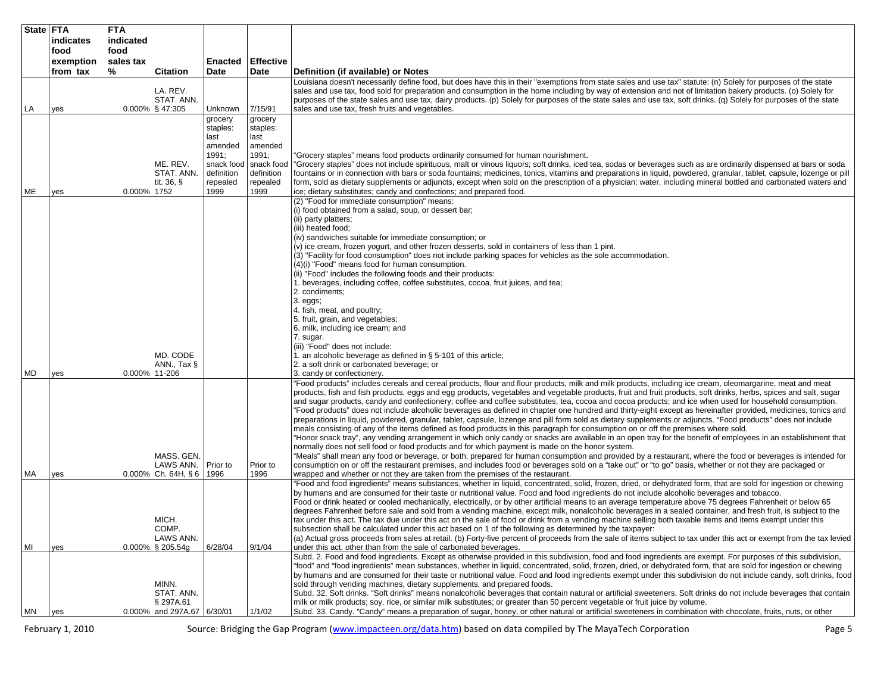| State | FTA indicates food exemption from tax | FTA indicated food sales tax % | Citation | Enacted Date | Effective Date | Definition (if available) or Notes |
|---|---|---|---|---|---|---|
| LA | yes | 0.000% | LA. REV. STAT. ANN. § 47:305 | Unknown | 7/15/91 | Louisiana doesn't necessarily define food, but does have this in their "exemptions from state sales and use tax" statute: (n) Solely for purposes of the state sales and use tax, food sold for preparation and consumption in the home including by way of extension and not of limitation bakery products. (o) Solely for purposes of the state sales and use tax, dairy products. (p) Solely for purposes of the state sales and use tax, soft drinks. (q) Solely for purposes of the state sales and use tax, fresh fruits and vegetables. |
| ME | yes | 0.000% | ME. REV. STAT. ANN. tit. 36, § 1752 | grocery staples: last amended 1991; snack food definition repealed 1999 | grocery staples: last amended 1991; snack food definition repealed 1999 | "Grocery staples" means food products ordinarily consumed for human nourishment. "Grocery staples" does not include spirituous, malt or vinous liquors; soft drinks, iced tea, sodas or beverages such as are ordinarily dispensed at bars or soda fountains or in connection with bars or soda fountains; medicines, tonics, vitamins and preparations in liquid, powdered, granular, tablet, capsule, lozenge or pill form, sold as dietary supplements or adjuncts, except when sold on the prescription of a physician; water, including mineral bottled and carbonated waters and ice; dietary substitutes; candy and confections; and prepared food. |
| MD | yes | 0.000% | MD. CODE ANN., Tax § 11-206 | | | (2) "Food for immediate consumption" means:<br>(i) food obtained from a salad, soup, or dessert bar;<br>(ii) party platters;<br>(iii) heated food;<br>(iv) sandwiches suitable for immediate consumption; or<br>(v) ice cream, frozen yogurt, and other frozen desserts, sold in containers of less than 1 pint.<br>(3) "Facility for food consumption" does not include parking spaces for vehicles as the sole accommodation.<br>(4)(i) "Food" means food for human consumption.<br>(ii) "Food" includes the following foods and their products:<br>1. beverages, including coffee, coffee substitutes, cocoa, fruit juices, and tea;<br>2. condiments;<br>3. eggs;<br>4. fish, meat, and poultry;<br>5. fruit, grain, and vegetables;<br>6. milk, including ice cream; and<br>7. sugar.<br>(iii) "Food" does not include:<br>1. an alcoholic beverage as defined in § 5-101 of this article;<br>2. a soft drink or carbonated beverage; or<br>3. candy or confectionery. |
| MA | yes | 0.000% | MASS. GEN. LAWS ANN. Ch. 64H, § 6 | Prior to 1996 | Prior to 1996 | "Food products" includes cereals and cereal products, flour and flour products, milk and milk products, including ice cream, oleomargarine, meat and meat products, fish and fish products, eggs and egg products, vegetables and vegetable products, fruit and fruit products, soft drinks, herbs, spices and salt, sugar and sugar products, candy and confectionery; coffee and coffee substitutes, tea, cocoa and cocoa products; and ice when used for household consumption. "Food products" does not include alcoholic beverages as defined in chapter one hundred and thirty-eight except as hereinafter provided, medicines, tonics and preparations in liquid, powdered, granular, tablet, capsule, lozenge and pill form sold as dietary supplements or adjuncts. "Food products" does not include meals consisting of any of the items defined as food products in this paragraph for consumption on or off the premises where sold.<br>"Honor snack tray", any vending arrangement in which only candy or snacks are available in an open tray for the benefit of employees in an establishment that normally does not sell food or food products and for which payment is made on the honor system.<br>"Meals" shall mean any food or beverage, or both, prepared for human consumption and provided by a restaurant, where the food or beverages is intended for consumption on or off the restaurant premises, and includes food or beverages sold on a "take out" or "to go" basis, whether or not they are packaged or wrapped and whether or not they are taken from the premises of the restaurant. |
| MI | yes | 0.000% | MICH. COMP. LAWS ANN. § 205.54g | 6/28/04 | 9/1/04 | "Food and food ingredients" means substances, whether in liquid, concentrated, solid, frozen, dried, or dehydrated form, that are sold for ingestion or chewing by humans and are consumed for their taste or nutritional value. Food and food ingredients do not include alcoholic beverages and tobacco.<br>Food or drink heated or cooled mechanically, electrically, or by other artificial means to an average temperature above 75 degrees Fahrenheit or below 65 degrees Fahrenheit before sale and sold from a vending machine, except milk, nonalcoholic beverages in a sealed container, and fresh fruit, is subject to the tax under this act. The tax due under this act on the sale of food or drink from a vending machine selling both taxable items and items exempt under this subsection shall be calculated under this act based on 1 of the following as determined by the taxpayer:<br>(a) Actual gross proceeds from sales at retail. (b) Forty-five percent of proceeds from the sale of items subject to tax under this act or exempt from the tax levied under this act, other than from the sale of carbonated beverages. |
| MN | yes | 0.000% | MINN. STAT. ANN. § 297A.61 and 297A.67 | 6/30/01 | 1/1/02 | Subd. 2. Food and food ingredients. Except as otherwise provided in this subdivision, food and food ingredients are exempt. For purposes of this subdivision, "food" and "food ingredients" mean substances, whether in liquid, concentrated, solid, frozen, dried, or dehydrated form, that are sold for ingestion or chewing by humans and are consumed for their taste or nutritional value. Food and food ingredients exempt under this subdivision do not include candy, soft drinks, food sold through vending machines, dietary supplements, and prepared foods.<br>Subd. 32. Soft drinks. "Soft drinks" means nonalcoholic beverages that contain natural or artificial sweeteners. Soft drinks do not include beverages that contain milk or milk products; soy, rice, or similar milk substitutes; or greater than 50 percent vegetable or fruit juice by volume.<br>Subd. 33. Candy. "Candy" means a preparation of sugar, honey, or other natural or artificial sweeteners in combination with chocolate, fruits, nuts, or other |

February 1, 2010 Source: Bridging the Gap Program (www.impacteen.org/data.htm) based on data compiled by The MayaTech Corporation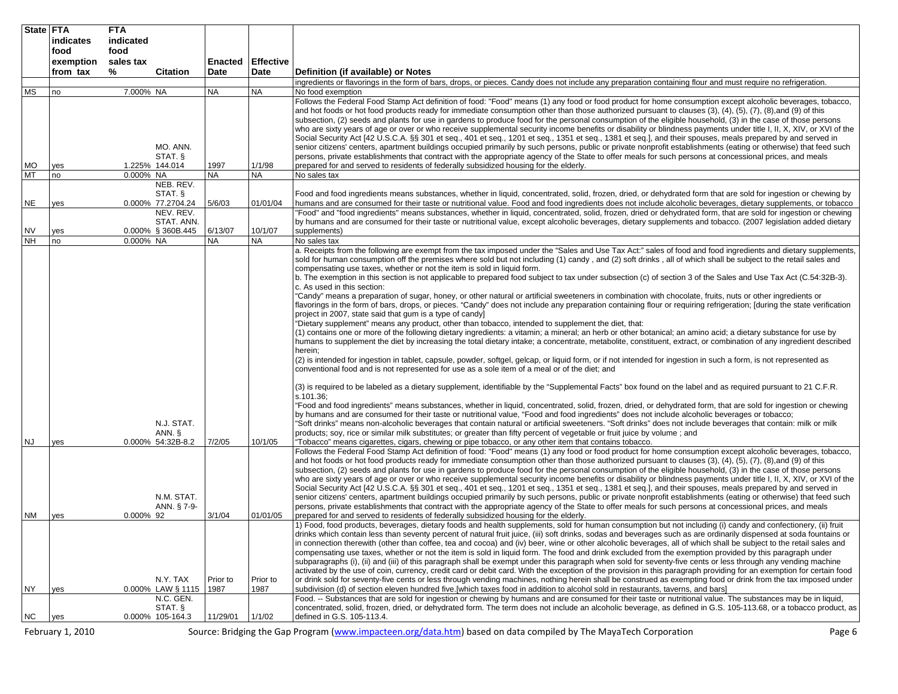| State | FTA indicates food exemption from tax | FTA indicated food sales tax % | Citation | Enacted Date | Effective Date | Definition (if available) or Notes |
|---|---|---|---|---|---|---|
| | | | | | | ingredients or flavorings in the form of bars, drops, or pieces. Candy does not include any preparation containing flour and must require no refrigeration. |
| MS | no | 7.000% | NA | NA | NA | No food exemption |
| MO | yes | 1.225% | MO. ANN. STAT. § 144.014 | 1997 | 1/1/98 | Follows the Federal Food Stamp Act definition of food: "Food" means (1) any food or food product for home consumption except alcoholic beverages, tobacco, and hot foods or hot food products ready for immediate consumption other than those authorized pursuant to clauses (3), (4), (5), (7), (8),and (9) of this subsection, (2) seeds and plants for use in gardens to produce food for the personal consumption of the eligible household, (3) in the case of those persons who are sixty years of age or over or who receive supplemental security income benefits or disability or blindness payments under title I, II, X, XIV, or XVI of the Social Security Act [42 U.S.C.A. §§ 301 et seq., 401 et seq., 1201 et seq., 1351 et seq., 1381 et seq.], and their spouses, meals prepared by and served in senior citizens' centers, apartment buildings occupied primarily by such persons, public or private nonprofit establishments (eating or otherwise) that feed such persons, private establishments that contract with the appropriate agency of the State to offer meals for such persons at concessional prices, and meals prepared for and served to residents of federally subsidized housing for the elderly. |
| MT | no | 0.000% | NA | NA | NA | No sales tax |
| NE | yes | 0.000% | NEB. REV. STAT. § 77.2704.24 | 5/6/03 | 01/01/04 | Food and food ingredients means substances, whether in liquid, concentrated, solid, frozen, dried, or dehydrated form that are sold for ingestion or chewing by humans and are consumed for their taste or nutritional value. Food and food ingredients does not include alcoholic beverages, dietary supplements, or tobacco |
| NV | yes | 0.000% | NEV. REV. STAT. ANN. § 360B.445 | 6/13/07 | 10/1/07 | "Food" and "food ingredients" means substances, whether in liquid, concentrated, solid, frozen, dried or dehydrated form, that are sold for ingestion or chewing by humans and are consumed for their taste or nutritional value, except alcoholic beverages, dietary supplements and tobacco. (2007 legislation added dietary supplements) |
| NH | no | 0.000% | NA | NA | NA | No sales tax |
| NJ | yes | 0.000% | N.J. STAT. ANN. § 54:32B-8.2 | 7/2/05 | 10/1/05 | a. Receipts from the following are exempt from the tax imposed under the "Sales and Use Tax Act:" sales of food and food ingredients and dietary supplements, sold for human consumption off the premises where sold but not including (1) candy , and (2) soft drinks , all of which shall be subject to the retail sales and compensating use taxes, whether or not the item is sold in liquid form.<br>b. The exemption in this section is not applicable to prepared food subject to tax under subsection (c) of section 3 of the Sales and Use Tax Act (C.54:32B-3).<br>c. As used in this section:<br>"Candy" means a preparation of sugar, honey, or other natural or artificial sweeteners in combination with chocolate, fruits, nuts or other ingredients or flavorings in the form of bars, drops, or pieces. "Candy" does not include any preparation containing flour or requiring refrigeration; [during the state verification project in 2007, state said that gum is a type of candy]<br>"Dietary supplement" means any product, other than tobacco, intended to supplement the diet, that:<br>(1) contains one or more of the following dietary ingredients: a vitamin; a mineral; an herb or other botanical; an amino acid; a dietary substance for use by humans to supplement the diet by increasing the total dietary intake; a concentrate, metabolite, constituent, extract, or combination of any ingredient described herein;<br>(2) is intended for ingestion in tablet, capsule, powder, softgel, gelcap, or liquid form, or if not intended for ingestion in such a form, is not represented as conventional food and is not represented for use as a sole item of a meal or of the diet; and<br>(3) is required to be labeled as a dietary supplement, identifiable by the "Supplemental Facts" box found on the label and as required pursuant to 21 C.F.R. s.101.36;<br>"Food and food ingredients" means substances, whether in liquid, concentrated, solid, frozen, dried, or dehydrated form, that are sold for ingestion or chewing by humans and are consumed for their taste or nutritional value, "Food and food ingredients" does not include alcoholic beverages or tobacco;<br>"Soft drinks" means non-alcoholic beverages that contain natural or artificial sweeteners. "Soft drinks" does not include beverages that contain: milk or milk products; soy, rice or similar milk substitutes; or greater than fifty percent of vegetable or fruit juice by volume ; and<br>"Tobacco" means cigarettes, cigars, chewing or pipe tobacco, or any other item that contains tobacco. |
| NM | yes | 0.000% | N.M. STAT. ANN. § 7-9-92 | 3/1/04 | 01/01/05 | Follows the Federal Food Stamp Act definition of food: "Food" means (1) any food or food product for home consumption except alcoholic beverages, tobacco, and hot foods or hot food products ready for immediate consumption other than those authorized pursuant to clauses (3), (4), (5), (7), (8),and (9) of this subsection, (2) seeds and plants for use in gardens to produce food for the personal consumption of the eligible household, (3) in the case of those persons who are sixty years of age or over or who receive supplemental security income benefits or disability or blindness payments under title I, II, X, XIV, or XVI of the Social Security Act [42 U.S.C.A. §§ 301 et seq., 401 et seq., 1201 et seq., 1351 et seq., 1381 et seq.], and their spouses, meals prepared by and served in senior citizens' centers, apartment buildings occupied primarily by such persons, public or private nonprofit establishments (eating or otherwise) that feed such persons, private establishments that contract with the appropriate agency of the State to offer meals for such persons at concessional prices, and meals prepared for and served to residents of federally subsidized housing for the elderly. |
| NY | yes | 0.000% | N.Y. TAX LAW § 1115 | Prior to 1987 | Prior to 1987 | 1) Food, food products, beverages, dietary foods and health supplements, sold for human consumption but not including (i) candy and confectionery, (ii) fruit drinks which contain less than seventy percent of natural fruit juice, (iii) soft drinks, sodas and beverages such as are ordinarily dispensed at soda fountains or in connection therewith (other than coffee, tea and cocoa) and (iv) beer, wine or other alcoholic beverages, all of which shall be subject to the retail sales and compensating use taxes, whether or not the item is sold in liquid form. The food and drink excluded from the exemption provided by this paragraph under subparagraphs (i), (ii) and (iii) of this paragraph shall be exempt under this paragraph when sold for seventy-five cents or less through any vending machine activated by the use of coin, currency, credit card or debit card. With the exception of the provision in this paragraph providing for an exemption for certain food or drink sold for seventy-five cents or less through vending machines, nothing herein shall be construed as exempting food or drink from the tax imposed under subdivision (d) of section eleven hundred five.[which taxes food in addition to alcohol sold in restaurants, taverns, and bars] |
| NC | yes | 0.000% | N.C. GEN. STAT. § 105-164.3 | 11/29/01 | 1/1/02 | Food. -- Substances that are sold for ingestion or chewing by humans and are consumed for their taste or nutritional value. The substances may be in liquid, concentrated, solid, frozen, dried, or dehydrated form. The term does not include an alcoholic beverage, as defined in G.S. 105-113.68, or a tobacco product, as defined in G.S. 105-113.4. |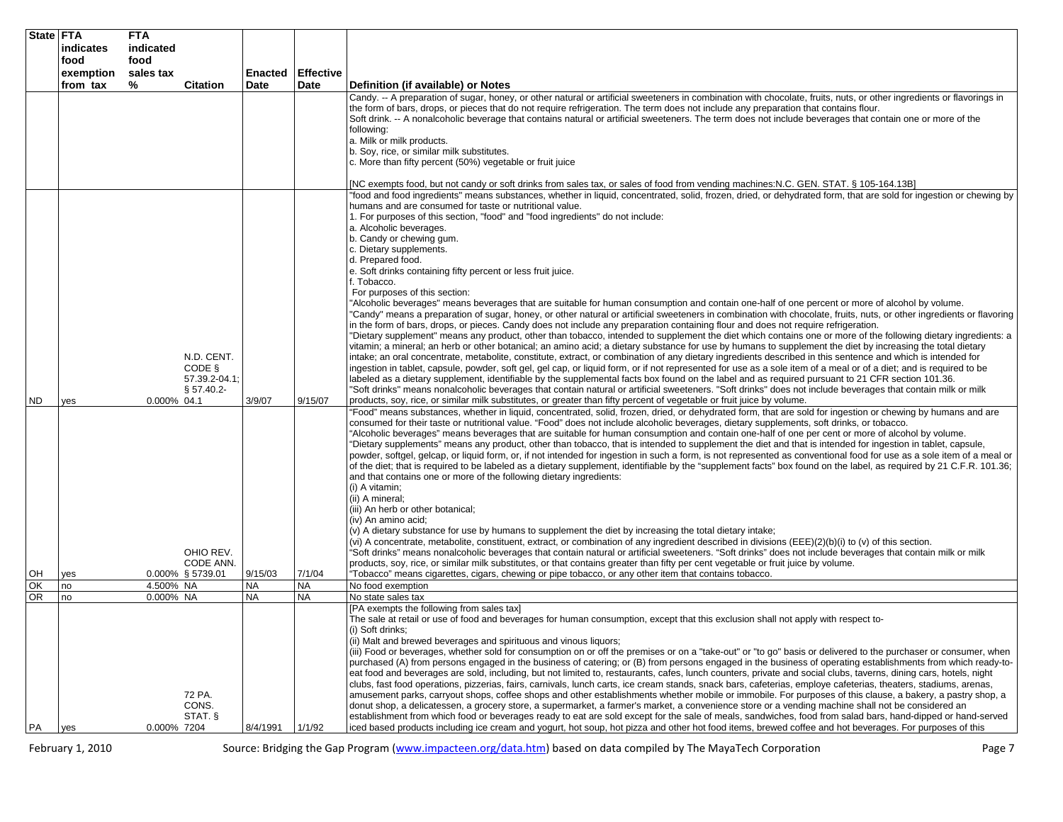| State | FTA indicates food exemption from tax | FTA indicated food sales tax % | Citation | Enacted Date | Effective Date | Definition (if available) or Notes |
|---|---|---|---|---|---|---|
| | | | | | | Candy. -- A preparation of sugar, honey, or other natural or artificial sweeteners in combination with chocolate, fruits, nuts, or other ingredients or flavorings in the form of bars, drops, or pieces that do not require refrigeration. The term does not include any preparation that contains flour.<br>Soft drink. -- A nonalcoholic beverage that contains natural or artificial sweeteners. The term does not include beverages that contain one or more of the following:<br>a. Milk or milk products.<br>b. Soy, rice, or similar milk substitutes.<br>c. More than fifty percent (50%) vegetable or fruit juice<br><br>[NC exempts food, but not candy or soft drinks from sales tax, or sales of food from vending machines:N.C. GEN. STAT. § 105-164.13B] |
| ND | yes | 0.000% | N.D. CENT. CODE § 57.39.2-04.1; § 57.40.2-04.1 | 3/9/07 | 9/15/07 | "food and food ingredients" means substances, whether in liquid, concentrated, solid, frozen, dried, or dehydrated form, that are sold for ingestion or chewing by humans and are consumed for taste or nutritional value.<br>1. For purposes of this section, "food" and "food ingredients" do not include:<br>a. Alcoholic beverages.<br>b. Candy or chewing gum.<br>c. Dietary supplements.<br>d. Prepared food.<br>e. Soft drinks containing fifty percent or less fruit juice.<br>f. Tobacco.<br>For purposes of this section:<br>"Alcoholic beverages" means beverages that are suitable for human consumption and contain one-half of one percent or more of alcohol by volume.<br>"Candy" means a preparation of sugar, honey, or other natural or artificial sweeteners in combination with chocolate, fruits, nuts, or other ingredients or flavoring in the form of bars, drops, or pieces. Candy does not include any preparation containing flour and does not require refrigeration.<br>"Dietary supplement" means any product, other than tobacco, intended to supplement the diet which contains one or more of the following dietary ingredients: a vitamin; a mineral; an herb or other botanical; an amino acid; a dietary substance for use by humans to supplement the diet by increasing the total dietary intake; an oral concentrate, metabolite, constitute, extract, or combination of any dietary ingredients described in this sentence and which is intended for ingestion in tablet, capsule, powder, soft gel, gel cap, or liquid form, or if not represented for use as a sole item of a meal or of a diet; and is required to be labeled as a dietary supplement, identifiable by the supplemental facts box found on the label and as required pursuant to 21 CFR section 101.36.<br>"Soft drinks" means nonalcoholic beverages that contain natural or artificial sweeteners. "Soft drinks" does not include beverages that contain milk or milk products, soy, rice, or similar milk substitutes, or greater than fifty percent of vegetable or fruit juice by volume. |
| OH | yes | 0.000% | OHIO REV. CODE ANN. § 5739.01 | 9/15/03 | 7/1/04 | "Food" means substances, whether in liquid, concentrated, solid, frozen, dried, or dehydrated form, that are sold for ingestion or chewing by humans and are consumed for their taste or nutritional value. "Food" does not include alcoholic beverages, dietary supplements, soft drinks, or tobacco.<br>"Alcoholic beverages" means beverages that are suitable for human consumption and contain one-half of one per cent or more of alcohol by volume.<br>"Dietary supplements" means any product, other than tobacco, that is intended to supplement the diet and that is intended for ingestion in tablet, capsule, powder, softgel, gelcap, or liquid form, or, if not intended for ingestion in such a form, is not represented as conventional food for use as a sole item of a meal or of the diet; that is required to be labeled as a dietary supplement, identifiable by the "supplement facts" box found on the label, as required by 21 C.F.R. 101.36; and that contains one or more of the following dietary ingredients:<br>(i) A vitamin;<br>(ii) A mineral;<br>(iii) An herb or other botanical;<br>(iv) An amino acid;<br>(v) A dietary substance for use by humans to supplement the diet by increasing the total dietary intake;<br>(vi) A concentrate, metabolite, constituent, extract, or combination of any ingredient described in divisions (EEE)(2)(b)(i) to (v) of this section.<br>"Soft drinks" means nonalcoholic beverages that contain natural or artificial sweeteners. "Soft drinks" does not include beverages that contain milk or milk products, soy, rice, or similar milk substitutes, or that contains greater than fifty per cent vegetable or fruit juice by volume.<br>"Tobacco" means cigarettes, cigars, chewing or pipe tobacco, or any other item that contains tobacco. |
| OK | no | 4.500% | NA | NA | NA | No food exemption |
| OR | no | 0.000% | NA | NA | NA | No state sales tax |
| PA | yes | 0.000% | 72 PA. CONS. STAT. § 7204 | 8/4/1991 | 1/1/92 | [PA exempts the following from sales tax]<br>The sale at retail or use of food and beverages for human consumption, except that this exclusion shall not apply with respect to-<br>(i) Soft drinks;<br>(ii) Malt and brewed beverages and spirituous and vinous liquors;<br>(iii) Food or beverages, whether sold for consumption on or off the premises or on a "take-out" or "to go" basis or delivered to the purchaser or consumer, when purchased (A) from persons engaged in the business of catering; or (B) from persons engaged in the business of operating establishments from which ready-to-eat food and beverages are sold, including, but not limited to, restaurants, cafes, lunch counters, private and social clubs, taverns, dining cars, hotels, night clubs, fast food operations, pizzerias, fairs, carnivals, lunch carts, ice cream stands, snack bars, cafeterias, employe cafeterias, theaters, stadiums, arenas, amusement parks, carryout shops, coffee shops and other establishments whether mobile or immobile. For purposes of this clause, a bakery, a pastry shop, a donut shop, a delicatessen, a grocery store, a supermarket, a farmer's market, a convenience store or a vending machine shall not be considered an establishment from which food or beverages ready to eat are sold except for the sale of meals, sandwiches, food from salad bars, hand-dipped or hand-served iced based products including ice cream and yogurt, hot soup, hot pizza and other hot food items, brewed coffee and hot beverages. For purposes of this |

February 1, 2010 — Source: Bridging the Gap Program (www.impacteen.org/data.htm) based on data compiled by The MayaTech Corporation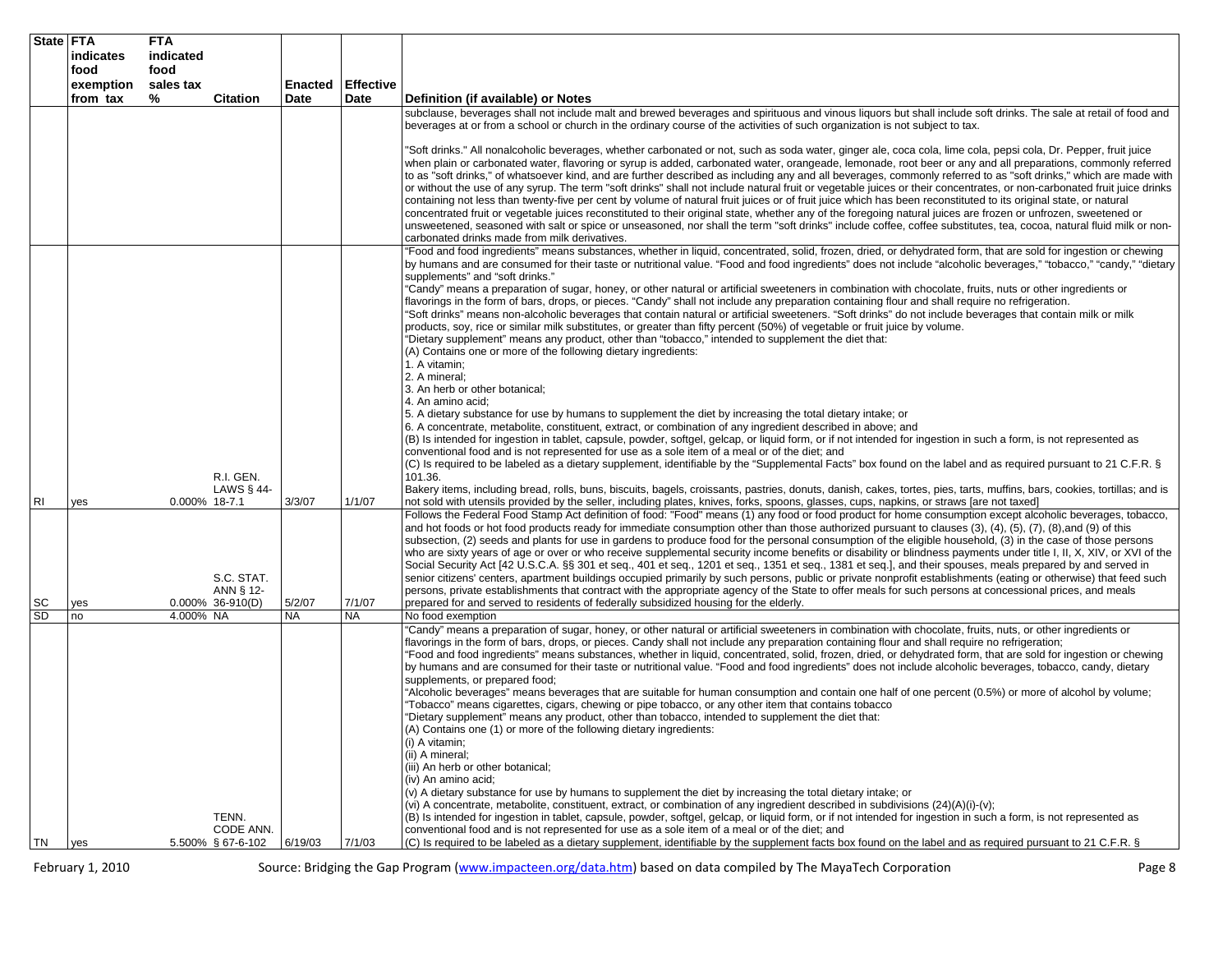| State | FTA indicates food exemption from tax | FTA indicated food sales tax % | Citation | Enacted Date | Effective Date | Definition (if available) or Notes |
|---|---|---|---|---|---|---|
| | | | | | | subclause, beverages shall not include malt and brewed beverages and spirituous and vinous liquors but shall include soft drinks. The sale at retail of food and beverages at or from a school or church in the ordinary course of the activities of such organization is not subject to tax.<br><br>"Soft drinks." All nonalcoholic beverages, whether carbonated or not, such as soda water, ginger ale, coca cola, lime cola, pepsi cola, Dr. Pepper, fruit juice when plain or carbonated water, flavoring or syrup is added, carbonated water, orangeade, lemonade, root beer or any and all preparations, commonly referred to as "soft drinks," of whatsoever kind, and are further described as including any and all beverages, commonly referred to as "soft drinks," which are made with or without the use of any syrup. The term "soft drinks" shall not include natural fruit or vegetable juices or their concentrates, or non-carbonated fruit juice drinks containing not less than twenty-five per cent by volume of natural fruit juices or of fruit juice which has been reconstituted to its original state, or natural concentrated fruit or vegetable juices reconstituted to their original state, whether any of the foregoing natural juices are frozen or unfrozen, sweetened or unsweetened, seasoned with salt or spice or unseasoned, nor shall the term "soft drinks" include coffee, coffee substitutes, tea, cocoa, natural fluid milk or non-carbonated drinks made from milk derivatives. |
| RI | yes | 0.000% | R.I. GEN. LAWS § 44-18-7.1 | 3/3/07 | 1/1/07 | "Food and food ingredients" means substances, whether in liquid, concentrated, solid, frozen, dried, or dehydrated form, that are sold for ingestion or chewing by humans and are consumed for their taste or nutritional value. "Food and food ingredients" does not include "alcoholic beverages," "tobacco," "candy," "dietary supplements" and "soft drinks."<br>"Candy" means a preparation of sugar, honey, or other natural or artificial sweeteners in combination with chocolate, fruits, nuts or other ingredients or flavorings in the form of bars, drops, or pieces. "Candy" shall not include any preparation containing flour and shall require no refrigeration.<br>"Soft drinks" means non-alcoholic beverages that contain natural or artificial sweeteners. "Soft drinks" do not include beverages that contain milk or milk products, soy, rice or similar milk substitutes, or greater than fifty percent (50%) of vegetable or fruit juice by volume.<br>"Dietary supplement" means any product, other than "tobacco," intended to supplement the diet that:<br>(A) Contains one or more of the following dietary ingredients:<br>1. A vitamin;<br>2. A mineral;<br>3. An herb or other botanical;<br>4. An amino acid;<br>5. A dietary substance for use by humans to supplement the diet by increasing the total dietary intake; or<br>6. A concentrate, metabolite, constituent, extract, or combination of any ingredient described in above; and<br>(B) Is intended for ingestion in tablet, capsule, powder, softgel, gelcap, or liquid form, or if not intended for ingestion in such a form, is not represented as conventional food and is not represented for use as a sole item of a meal or of the diet; and<br>(C) Is required to be labeled as a dietary supplement, identifiable by the "Supplemental Facts" box found on the label and as required pursuant to 21 C.F.R. § 101.36.<br>Bakery items, including bread, rolls, buns, biscuits, bagels, croissants, pastries, donuts, danish, cakes, tortes, pies, tarts, muffins, bars, cookies, tortillas; and is not sold with utensils provided by the seller, including plates, knives, forks, spoons, glasses, cups, napkins, or straws [are not taxed] |
| SC | yes | 0.000% | S.C. STAT. ANN § 12-36-910(D) | 5/2/07 | 7/1/07 | Follows the Federal Food Stamp Act definition of food: "Food" means (1) any food or food product for home consumption except alcoholic beverages, tobacco, and hot foods or hot food products ready for immediate consumption other than those authorized pursuant to clauses (3), (4), (5), (7), (8),and (9) of this subsection, (2) seeds and plants for use in gardens to produce food for the personal consumption of the eligible household, (3) in the case of those persons who are sixty years of age or over or who receive supplemental security income benefits or disability or blindness payments under title I, II, X, XIV, or XVI of the Social Security Act [42 U.S.C.A. §§ 301 et seq., 401 et seq., 1201 et seq., 1351 et seq., 1381 et seq.], and their spouses, meals prepared by and served in senior citizens' centers, apartment buildings occupied primarily by such persons, public or private nonprofit establishments (eating or otherwise) that feed such persons, private establishments that contract with the appropriate agency of the State to offer meals for such persons at concessional prices, and meals prepared for and served to residents of federally subsidized housing for the elderly. |
| SD | no | 4.000% | NA | NA | NA | No food exemption |
| TN | yes | 5.500% | TENN. CODE ANN. § 67-6-102 | 6/19/03 | 7/1/03 | "Candy" means a preparation of sugar, honey, or other natural or artificial sweeteners in combination with chocolate, fruits, nuts, or other ingredients or flavorings in the form of bars, drops, or pieces. Candy shall not include any preparation containing flour and shall require no refrigeration;<br>"Food and food ingredients" means substances, whether in liquid, concentrated, solid, frozen, dried, or dehydrated form, that are sold for ingestion or chewing by humans and are consumed for their taste or nutritional value. "Food and food ingredients" does not include alcoholic beverages, tobacco, candy, dietary supplements, or prepared food;<br>"Alcoholic beverages" means beverages that are suitable for human consumption and contain one half of one percent (0.5%) or more of alcohol by volume;<br>"Tobacco" means cigarettes, cigars, chewing or pipe tobacco, or any other item that contains tobacco<br>"Dietary supplement" means any product, other than tobacco, intended to supplement the diet that:<br>(A) Contains one (1) or more of the following dietary ingredients:<br>(i) A vitamin;<br>(ii) A mineral;<br>(iii) An herb or other botanical;<br>(iv) An amino acid;<br>(v) A dietary substance for use by humans to supplement the diet by increasing the total dietary intake; or<br>(vi) A concentrate, metabolite, constituent, extract, or combination of any ingredient described in subdivisions (24)(A)(i)-(v);<br>(B) Is intended for ingestion in tablet, capsule, powder, softgel, gelcap, or liquid form, or if not intended for ingestion in such a form, is not represented as conventional food and is not represented for use as a sole item of a meal or of the diet; and<br>(C) Is required to be labeled as a dietary supplement, identifiable by the supplement facts box found on the label and as required pursuant to 21 C.F.R. § |

Source: Bridging the Gap Program (www.impacteen.org/data.htm) based on data compiled by The MayaTech Corporation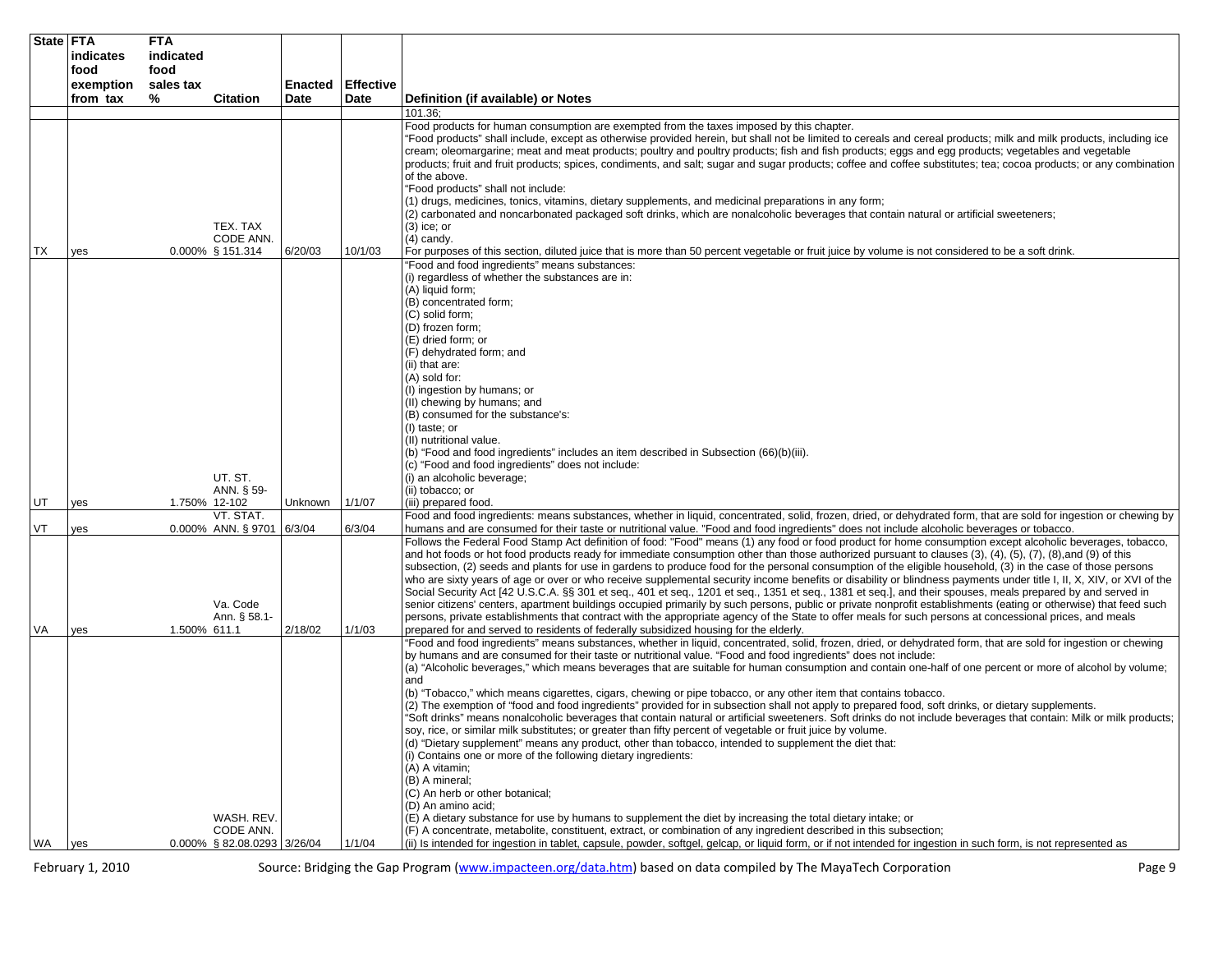| State | FTA indicates food exemption from tax | FTA indicated food sales tax % | Citation | Enacted Date | Effective Date | Definition (if available) or Notes |
|---|---|---|---|---|---|---|
| | | | | | | 101.36; |
| TX | yes | 0.000% | TEX. TAX CODE ANN. § 151.314 | 6/20/03 | 10/1/03 | Food products for human consumption are exempted from the taxes imposed by this chapter.<br>"Food products" shall include, except as otherwise provided herein, but shall not be limited to cereals and cereal products; milk and milk products, including ice cream; oleomargarine; meat and meat products; poultry and poultry products; fish and fish products; eggs and egg products; vegetables and vegetable products; fruit and fruit products; spices, condiments, and salt; sugar and sugar products; coffee and coffee substitutes; tea; cocoa products; or any combination of the above.<br>"Food products" shall not include:<br>(1) drugs, medicines, tonics, vitamins, dietary supplements, and medicinal preparations in any form;<br>(2) carbonated and noncarbonated packaged soft drinks, which are nonalcoholic beverages that contain natural or artificial sweeteners;<br>(3) ice; or<br>(4) candy.<br>For purposes of this section, diluted juice that is more than 50 percent vegetable or fruit juice by volume is not considered to be a soft drink. |
| UT | yes | 1.750% | UT. ST. ANN. § 59-12-102 | Unknown | 1/1/07 | "Food and food ingredients" means substances:<br>(i) regardless of whether the substances are in:<br>(A) liquid form;<br>(B) concentrated form;<br>(C) solid form;<br>(D) frozen form;<br>(E) dried form; or<br>(F) dehydrated form; and<br>(ii) that are:<br>(A) sold for:<br>(I) ingestion by humans; or<br>(II) chewing by humans; and<br>(B) consumed for the substance's:<br>(I) taste; or<br>(II) nutritional value.<br>(b) "Food and food ingredients" includes an item described in Subsection (66)(b)(iii).<br>(c) "Food and food ingredients" does not include:<br>(i) an alcoholic beverage;<br>(ii) tobacco; or<br>(iii) prepared food. |
| VT | yes | 0.000% | VT. STAT. ANN. § 9701 | 6/3/04 | 6/3/04 | Food and food ingredients: means substances, whether in liquid, concentrated, solid, frozen, dried, or dehydrated form, that are sold for ingestion or chewing by humans and are consumed for their taste or nutritional value. "Food and food ingredients" does not include alcoholic beverages or tobacco. |
| VA | yes | 1.500% | Va. Code Ann. § 58.1-611.1 | 2/18/02 | 1/1/03 | Follows the Federal Food Stamp Act definition of food: "Food" means (1) any food or food product for home consumption except alcoholic beverages, tobacco, and hot foods or hot food products ready for immediate consumption other than those authorized pursuant to clauses (3), (4), (5), (7), (8),and (9) of this subsection, (2) seeds and plants for use in gardens to produce food for the personal consumption of the eligible household, (3) in the case of those persons who are sixty years of age or over or who receive supplemental security income benefits or disability or blindness payments under title I, II, X, XIV, or XVI of the Social Security Act [42 U.S.C.A. §§ 301 et seq., 401 et seq., 1201 et seq., 1351 et seq., 1381 et seq.], and their spouses, meals prepared by and served in senior citizens' centers, apartment buildings occupied primarily by such persons, public or private nonprofit establishments (eating or otherwise) that feed such persons, private establishments that contract with the appropriate agency of the State to offer meals for such persons at concessional prices, and meals prepared for and served to residents of federally subsidized housing for the elderly. |
| WA | yes | 0.000% | WASH. REV. CODE ANN. § 82.08.0293 | 3/26/04 | 1/1/04 | "Food and food ingredients" means substances, whether in liquid, concentrated, solid, frozen, dried, or dehydrated form, that are sold for ingestion or chewing by humans and are consumed for their taste or nutritional value. "Food and food ingredients" does not include:<br>(a) "Alcoholic beverages," which means beverages that are suitable for human consumption and contain one-half of one percent or more of alcohol by volume; and<br>(b) "Tobacco," which means cigarettes, cigars, chewing or pipe tobacco, or any other item that contains tobacco.<br>(2) The exemption of "food and food ingredients" provided for in subsection shall not apply to prepared food, soft drinks, or dietary supplements.<br>"Soft drinks" means nonalcoholic beverages that contain natural or artificial sweeteners. Soft drinks do not include beverages that contain: Milk or milk products; soy, rice, or similar milk substitutes; or greater than fifty percent of vegetable or fruit juice by volume.<br>(d) "Dietary supplement" means any product, other than tobacco, intended to supplement the diet that:<br>(i) Contains one or more of the following dietary ingredients:<br>(A) A vitamin;<br>(B) A mineral;<br>(C) An herb or other botanical;<br>(D) An amino acid;<br>(E) A dietary substance for use by humans to supplement the diet by increasing the total dietary intake; or<br>(F) A concentrate, metabolite, constituent, extract, or combination of any ingredient described in this subsection;<br>(ii) Is intended for ingestion in tablet, capsule, powder, softgel, gelcap, or liquid form, or if not intended for ingestion in such form, is not represented as |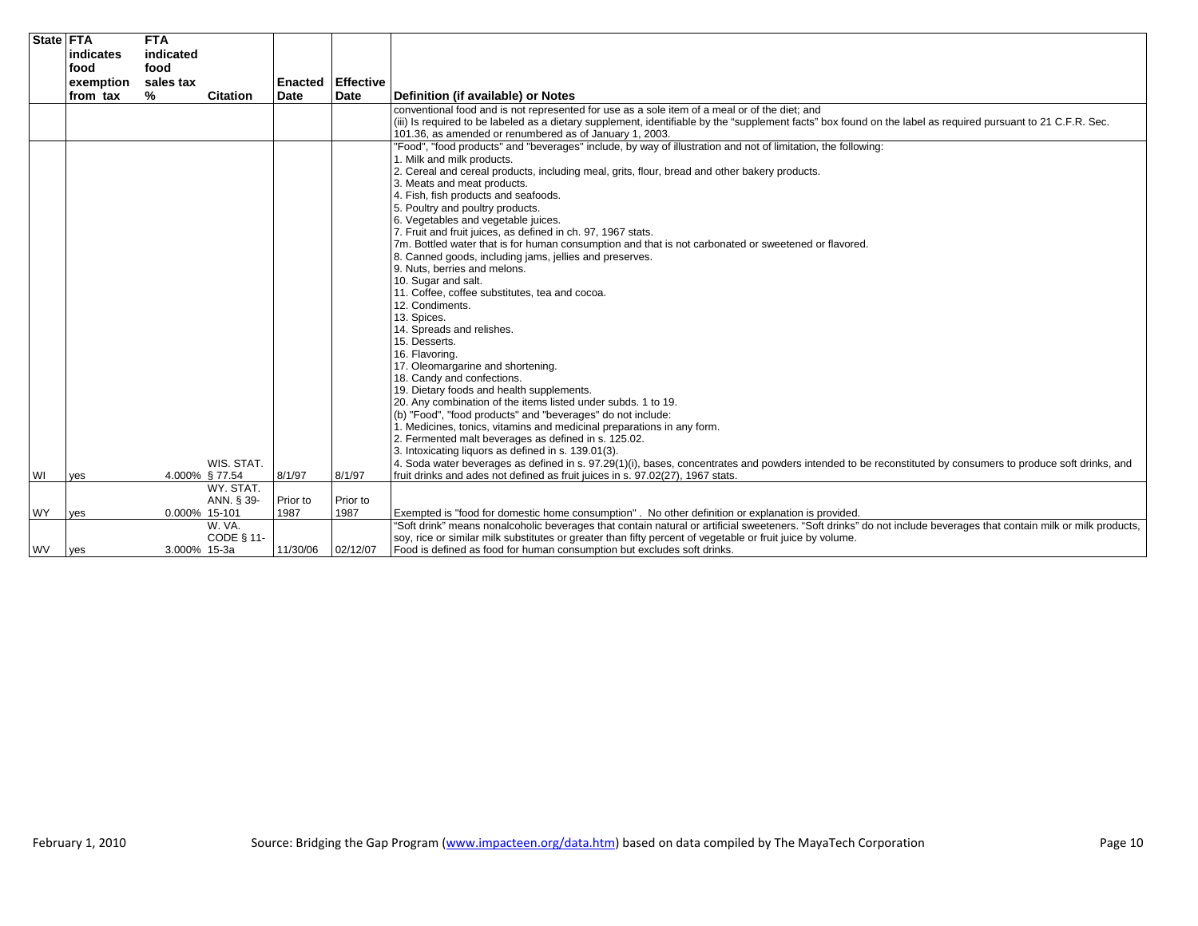| State | FTA indicates food exemption from tax | FTA indicated food sales tax % | Citation | Enacted Date | Effective Date | Definition (if available) or Notes |
|---|---|---|---|---|---|---|
| | | | | | | conventional food and is not represented for use as a sole item of a meal or of the diet; and (iii) Is required to be labeled as a dietary supplement, identifiable by the "supplement facts" box found on the label as required pursuant to 21 C.F.R. Sec. 101.36, as amended or renumbered as of January 1, 2003. |
| WI | yes | 4.000% | WIS. STAT. § 77.54 | 8/1/97 | 8/1/97 | "Food", "food products" and "beverages" include, by way of illustration and not of limitation, the following: 1. Milk and milk products. 2. Cereal and cereal products, including meal, grits, flour, bread and other bakery products. 3. Meats and meat products. 4. Fish, fish products and seafoods. 5. Poultry and poultry products. 6. Vegetables and vegetable juices. 7. Fruit and fruit juices, as defined in ch. 97, 1967 stats. 7m. Bottled water that is for human consumption and that is not carbonated or sweetened or flavored. 8. Canned goods, including jams, jellies and preserves. 9. Nuts, berries and melons. 10. Sugar and salt. 11. Coffee, coffee substitutes, tea and cocoa. 12. Condiments. 13. Spices. 14. Spreads and relishes. 15. Desserts. 16. Flavoring. 17. Oleomargarine and shortening. 18. Candy and confections. 19. Dietary foods and health supplements. 20. Any combination of the items listed under subds. 1 to 19. (b) "Food", "food products" and "beverages" do not include: 1. Medicines, tonics, vitamins and medicinal preparations in any form. 2. Fermented malt beverages as defined in s. 125.02. 3. Intoxicating liquors as defined in s. 139.01(3). 4. Soda water beverages as defined in s. 97.29(1)(i), bases, concentrates and powders intended to be reconstituted by consumers to produce soft drinks, and fruit drinks and ades not defined as fruit juices in s. 97.02(27), 1967 stats. |
| WY | yes | 0.000% | WY. STAT. ANN. § 39-15-101 | Prior to 1987 | Prior to 1987 | Exempted is "food for domestic home consumption" . No other definition or explanation is provided. |
| WV | yes | 3.000% | W. VA. CODE § 11-15-3a | 11/30/06 | 02/12/07 | "Soft drink" means nonalcoholic beverages that contain natural or artificial sweeteners. "Soft drinks" do not include beverages that contain milk or milk products, soy, rice or similar milk substitutes or greater than fifty percent of vegetable or fruit juice by volume. Food is defined as food for human consumption but excludes soft drinks. |

February 1, 2010 Source: Bridging the Gap Program (www.impacteen.org/data.htm) based on data compiled by The MayaTech Corporation